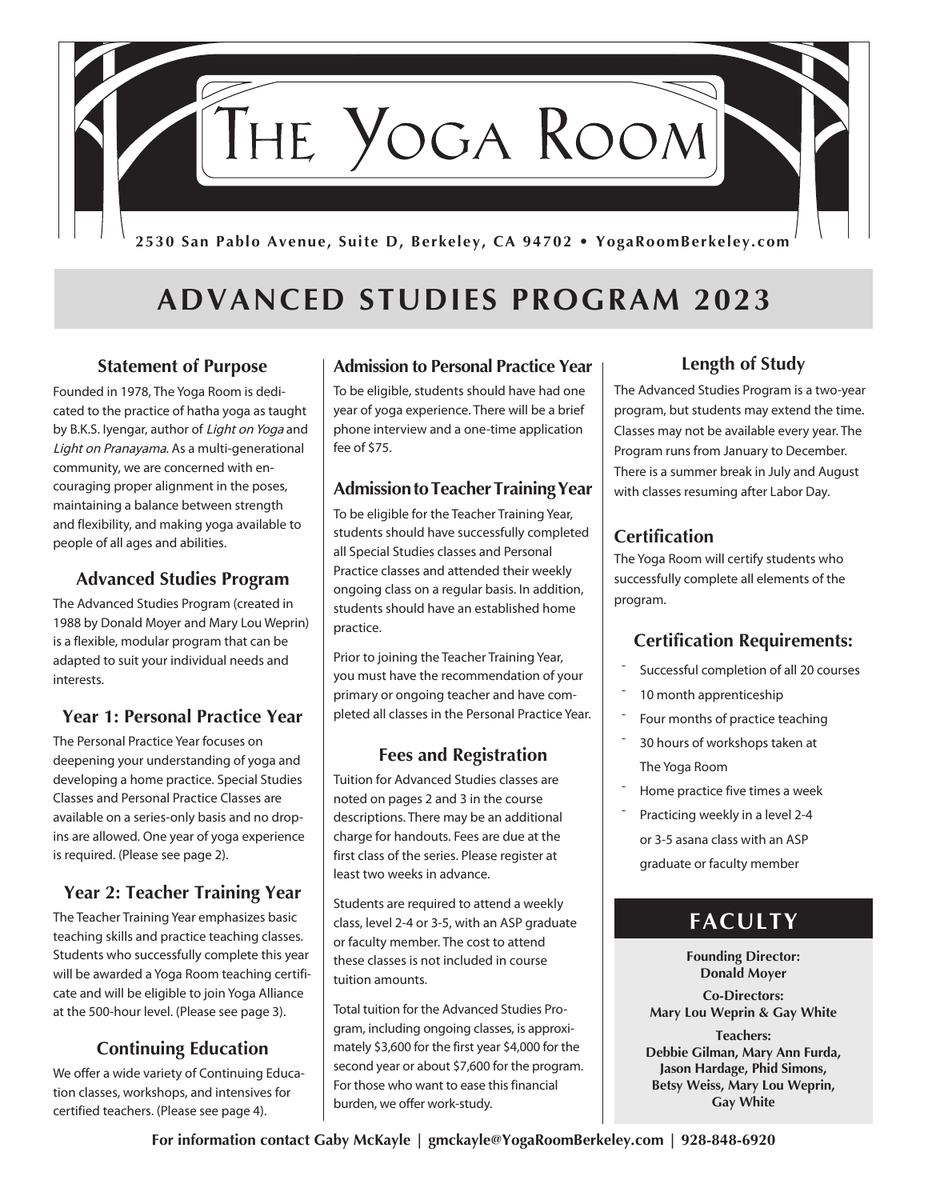# The Yoga Room

**2530 San Pablo Avenue, Suite D, Berkeley, CA 94702 • YogaRoomBerkeley.com**

## ADVANCED STUDIES PROGRAM 2023

### Statement of Purpose

Founded in 1978, The Yoga Room is dedicated to the practice of hatha yoga as taught by B.K.S. Iyengar, author of *Light on Yoga* and *Light on Pranayama*. As a multi-generational community, we are concerned with encouraging proper alignment in the poses, maintaining a balance between strength and flexibility, and making yoga available to people of all ages and abilities.

### Advanced Studies Program

The Advanced Studies Program (created in 1988 by Donald Moyer and Mary Lou Weprin) is a flexible, modular program that can be adapted to suit your individual needs and interests.

### Year 1: Personal Practice Year

The Personal Practice Year focuses on deepening your understanding of yoga and developing a home practice. Special Studies Classes and Personal Practice Classes are available on a series-only basis and no drop-ins are allowed. One year of yoga experience is required. (Please see page 2).

### Year 2: Teacher Training Year

The Teacher Training Year emphasizes basic teaching skills and practice teaching classes. Students who successfully complete this year will be awarded a Yoga Room teaching certificate and will be eligible to join Yoga Alliance at the 500-hour level. (Please see page 3).

### Continuing Education

We offer a wide variety of Continuing Education classes, workshops, and intensives for certified teachers. (Please see page 4).

### Admission to Personal Practice Year

To be eligible, students should have had one year of yoga experience. There will be a brief phone interview and a one-time application fee of $75.

### Admission to Teacher Training Year

To be eligible for the Teacher Training Year, students should have successfully completed all Special Studies classes and Personal Practice classes and attended their weekly ongoing class on a regular basis. In addition, students should have an established home practice.

Prior to joining the Teacher Training Year, you must have the recommendation of your primary or ongoing teacher and have completed all classes in the Personal Practice Year.

### Fees and Registration

Tuition for Advanced Studies classes are noted on pages 2 and 3 in the course descriptions. There may be an additional charge for handouts. Fees are due at the first class of the series. Please register at least two weeks in advance.

Students are required to attend a weekly class, level 2-4 or 3-5, with an ASP graduate or faculty member. The cost to attend these classes is not included in course tuition amounts.

Total tuition for the Advanced Studies Program, including ongoing classes, is approximately $3,600 for the first year $4,000 for the second year or about $7,600 for the program. For those who want to ease this financial burden, we offer work-study.

### Length of Study

The Advanced Studies Program is a two-year program, but students may extend the time. Classes may not be available every year. The Program runs from January to December. There is a summer break in July and August with classes resuming after Labor Day.

### Certification

The Yoga Room will certify students who successfully complete all elements of the program.

### Certification Requirements:

- Successful completion of all 20 courses
- 10 month apprenticeship
- Four months of practice teaching
- 30 hours of workshops taken at The Yoga Room
- Home practice five times a week
- Practicing weekly in a level 2-4 or 3-5 asana class with an ASP graduate or faculty member

## FACULTY

**Founding Director:**
**Donald Moyer**

**Co-Directors:**
**Mary Lou Weprin & Gay White**

**Teachers:**
**Debbie Gilman, Mary Ann Furda, Jason Hardage, Phid Simons, Betsy Weiss, Mary Lou Weprin, Gay White**

**For information contact Gaby McKayle | gmckayle@YogaRoomBerkeley.com | 928-848-6920**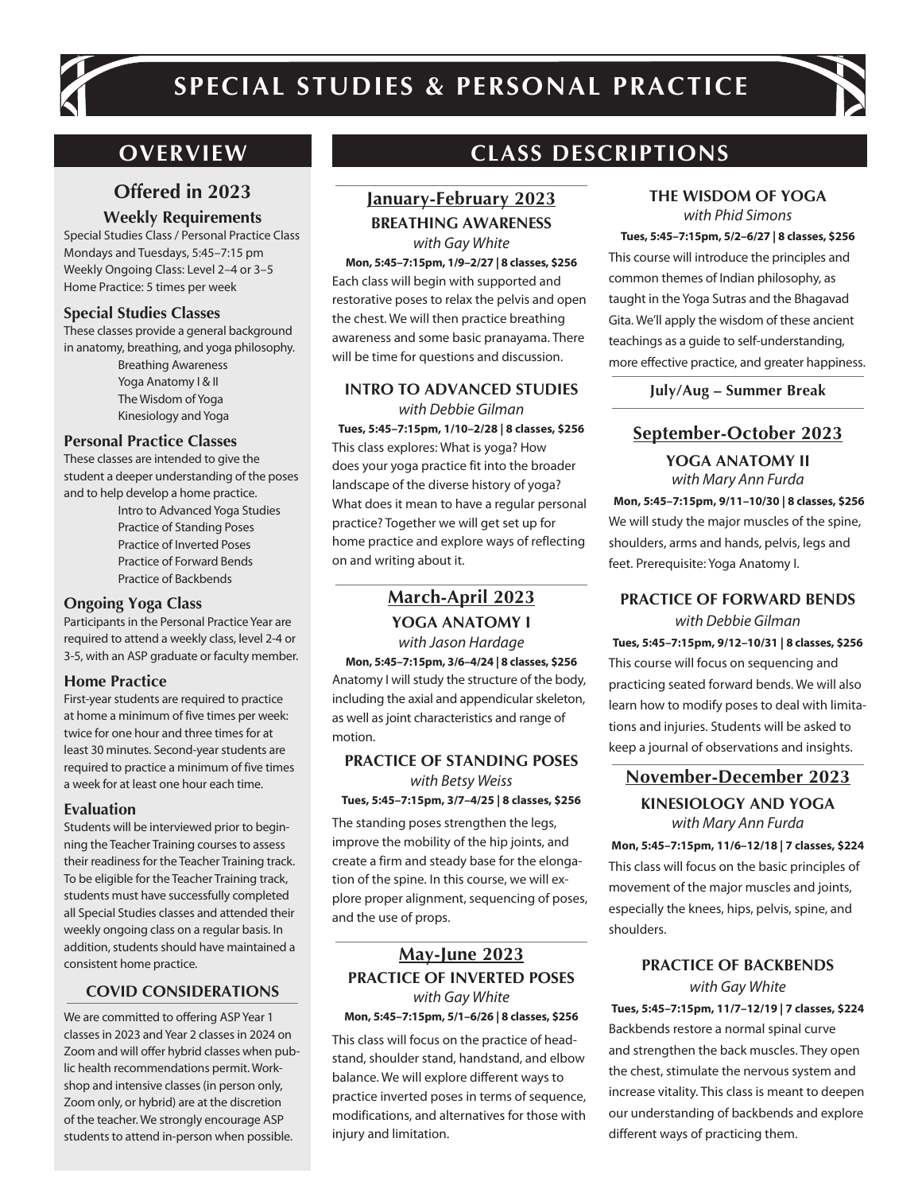# SPECIAL STUDIES & PERSONAL PRACTICE

## OVERVIEW

### Offered in 2023

#### Weekly Requirements

Special Studies Class / Personal Practice Class
Mondays and Tuesdays, 5:45–7:15 pm
Weekly Ongoing Class: Level 2–4 or 3–5
Home Practice: 5 times per week

#### Special Studies Classes

These classes provide a general background in anatomy, breathing, and yoga philosophy.

- Breathing Awareness
- Yoga Anatomy I & II
- The Wisdom of Yoga
- Kinesiology and Yoga

#### Personal Practice Classes

These classes are intended to give the student a deeper understanding of the poses and to help develop a home practice.

- Intro to Advanced Yoga Studies
- Practice of Standing Poses
- Practice of Inverted Poses
- Practice of Forward Bends
- Practice of Backbends

#### Ongoing Yoga Class

Participants in the Personal Practice Year are required to attend a weekly class, level 2-4 or 3-5, with an ASP graduate or faculty member.

#### Home Practice

First-year students are required to practice at home a minimum of five times per week: twice for one hour and three times for at least 30 minutes. Second-year students are required to practice a minimum of five times a week for at least one hour each time.

#### Evaluation

Students will be interviewed prior to beginning the Teacher Training courses to assess their readiness for the Teacher Training track. To be eligible for the Teacher Training track, students must have successfully completed all Special Studies classes and attended their weekly ongoing class on a regular basis. In addition, students should have maintained a consistent home practice.

#### COVID CONSIDERATIONS

We are committed to offering ASP Year 1 classes in 2023 and Year 2 classes in 2024 on Zoom and will offer hybrid classes when public health recommendations permit. Workshop and intensive classes (in person only, Zoom only, or hybrid) are at the discretion of the teacher. We strongly encourage ASP students to attend in-person when possible.

## CLASS DESCRIPTIONS

### January-February 2023

#### BREATHING AWARENESS

*with Gay White*

**Mon, 5:45–7:15pm, 1/9–2/27 | 8 classes, $256**

Each class will begin with supported and restorative poses to relax the pelvis and open the chest. We will then practice breathing awareness and some basic pranayama. There will be time for questions and discussion.

#### INTRO TO ADVANCED STUDIES

*with Debbie Gilman*

**Tues, 5:45–7:15pm, 1/10–2/28 | 8 classes, $256**

This class explores: What is yoga? How does your yoga practice fit into the broader landscape of the diverse history of yoga? What does it mean to have a regular personal practice? Together we will get set up for home practice and explore ways of reflecting on and writing about it.

### March-April 2023

#### YOGA ANATOMY I

*with Jason Hardage*

**Mon, 5:45–7:15pm, 3/6–4/24 | 8 classes, $256**

Anatomy I will study the structure of the body, including the axial and appendicular skeleton, as well as joint characteristics and range of motion.

#### PRACTICE OF STANDING POSES

*with Betsy Weiss*

**Tues, 5:45–7:15pm, 3/7–4/25 | 8 classes, $256**

The standing poses strengthen the legs, improve the mobility of the hip joints, and create a firm and steady base for the elongation of the spine. In this course, we will explore proper alignment, sequencing of poses, and the use of props.

### May-June 2023

#### PRACTICE OF INVERTED POSES

*with Gay White*

**Mon, 5:45–7:15pm, 5/1–6/26 | 8 classes, $256**

This class will focus on the practice of headstand, shoulder stand, handstand, and elbow balance. We will explore different ways to practice inverted poses in terms of sequence, modifications, and alternatives for those with injury and limitation.

#### THE WISDOM OF YOGA

*with Phid Simons*

**Tues, 5:45–7:15pm, 5/2–6/27 | 8 classes, $256**

This course will introduce the principles and common themes of Indian philosophy, as taught in the Yoga Sutras and the Bhagavad Gita. We'll apply the wisdom of these ancient teachings as a guide to self-understanding, more effective practice, and greater happiness.

**July/Aug – Summer Break**

### September-October 2023

#### YOGA ANATOMY II

*with Mary Ann Furda*

**Mon, 5:45–7:15pm, 9/11–10/30 | 8 classes, $256**

We will study the major muscles of the spine, shoulders, arms and hands, pelvis, legs and feet. Prerequisite: Yoga Anatomy I.

#### PRACTICE OF FORWARD BENDS

*with Debbie Gilman*

**Tues, 5:45–7:15pm, 9/12–10/31 | 8 classes, $256**

This course will focus on sequencing and practicing seated forward bends. We will also learn how to modify poses to deal with limitations and injuries. Students will be asked to keep a journal of observations and insights.

### November-December 2023

#### KINESIOLOGY AND YOGA

*with Mary Ann Furda*

**Mon, 5:45–7:15pm, 11/6–12/18 | 7 classes, $224**

This class will focus on the basic principles of movement of the major muscles and joints, especially the knees, hips, pelvis, spine, and shoulders.

#### PRACTICE OF BACKBENDS

*with Gay White*

**Tues, 5:45–7:15pm, 11/7–12/19 | 7 classes, $224**

Backbends restore a normal spinal curve and strengthen the back muscles. They open the chest, stimulate the nervous system and increase vitality. This class is meant to deepen our understanding of backbends and explore different ways of practicing them.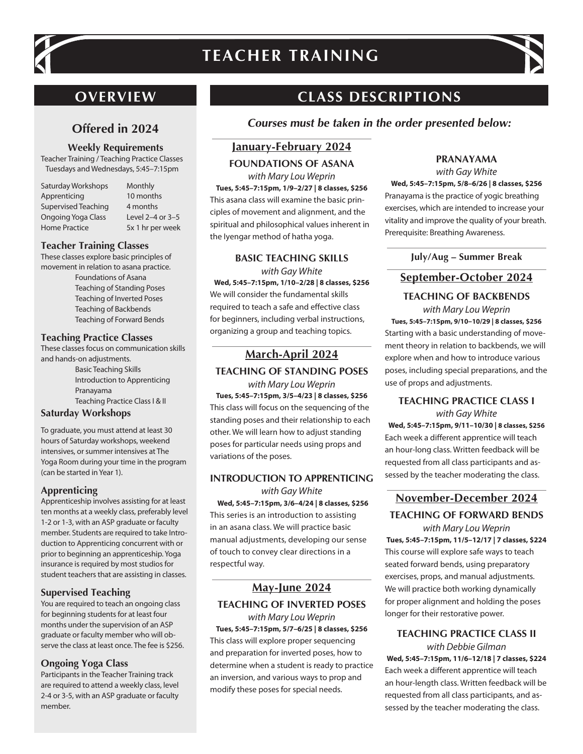# TEACHER TRAINING

## OVERVIEW

### Offered in 2024

**Weekly Requirements**

Teacher Training / Teaching Practice Classes
Tuesdays and Wednesdays, 5:45–7:15pm

| | |
|---|---|
| Saturday Workshops | Monthly |
| Apprenticing | 10 months |
| Supervised Teaching | 4 months |
| Ongoing Yoga Class | Level 2–4 or 3–5 |
| Home Practice | 5x 1 hr per week |

#### Teacher Training Classes

These classes explore basic principles of movement in relation to asana practice.

- Foundations of Asana
- Teaching of Standing Poses
- Teaching of Inverted Poses
- Teaching of Backbends
- Teaching of Forward Bends

#### Teaching Practice Classes

These classes focus on communication skills and hands-on adjustments.

- Basic Teaching Skills
- Introduction to Apprenticing
- Pranayama
- Teaching Practice Class I & II

#### Saturday Workshops

To graduate, you must attend at least 30 hours of Saturday workshops, weekend intensives, or summer intensives at The Yoga Room during your time in the program (can be started in Year 1).

#### Apprenticing

Apprenticeship involves assisting for at least ten months at a weekly class, preferably level 1-2 or 1-3, with an ASP graduate or faculty member. Students are required to take Introduction to Apprenticing concurrent with or prior to beginning an apprenticeship. Yoga insurance is required by most studios for student teachers that are assisting in classes.

#### Supervised Teaching

You are required to teach an ongoing class for beginning students for at least four months under the supervision of an ASP graduate or faculty member who will observe the class at least once. The fee is $256.

#### Ongoing Yoga Class

Participants in the Teacher Training track are required to attend a weekly class, level 2-4 or 3-5, with an ASP graduate or faculty member.

## CLASS DESCRIPTIONS

***Courses must be taken in the order presented below:***

### January-February 2024

#### FOUNDATIONS OF ASANA

*with Mary Lou Weprin*

**Tues, 5:45–7:15pm, 1/9–2/27 | 8 classes, $256**

This asana class will examine the basic principles of movement and alignment, and the spiritual and philosophical values inherent in the Iyengar method of hatha yoga.

#### BASIC TEACHING SKILLS

*with Gay White*

**Wed, 5:45–7:15pm, 1/10–2/28 | 8 classes, $256**

We will consider the fundamental skills required to teach a safe and effective class for beginners, including verbal instructions, organizing a group and teaching topics.

### March-April 2024

#### TEACHING OF STANDING POSES

*with Mary Lou Weprin*

**Tues, 5:45–7:15pm, 3/5–4/23 | 8 classes, $256**

This class will focus on the sequencing of the standing poses and their relationship to each other. We will learn how to adjust standing poses for particular needs using props and variations of the poses.

#### INTRODUCTION TO APPRENTICING

*with Gay White*

**Wed, 5:45–7:15pm, 3/6–4/24 | 8 classes, $256**

This series is an introduction to assisting in an asana class. We will practice basic manual adjustments, developing our sense of touch to convey clear directions in a respectful way.

### May-June 2024

#### TEACHING OF INVERTED POSES

*with Mary Lou Weprin*

**Tues, 5:45–7:15pm, 5/7–6/25 | 8 classes, $256**

This class will explore proper sequencing and preparation for inverted poses, how to determine when a student is ready to practice an inversion, and various ways to prop and modify these poses for special needs.

#### PRANAYAMA

*with Gay White*

**Wed, 5:45–7:15pm, 5/8–6/26 | 8 classes, $256**

Pranayama is the practice of yogic breathing exercises, which are intended to increase your vitality and improve the quality of your breath. Prerequisite: Breathing Awareness.

**July/Aug – Summer Break**

### September-October 2024

#### TEACHING OF BACKBENDS

*with Mary Lou Weprin*

**Tues, 5:45–7:15pm, 9/10–10/29 | 8 classes, $256**

Starting with a basic understanding of movement theory in relation to backbends, we will explore when and how to introduce various poses, including special preparations, and the use of props and adjustments.

#### TEACHING PRACTICE CLASS I

*with Gay White*

**Wed, 5:45–7:15pm, 9/11–10/30 | 8 classes, $256**

Each week a different apprentice will teach an hour-long class. Written feedback will be requested from all class participants and assessed by the teacher moderating the class.

### November-December 2024

#### TEACHING OF FORWARD BENDS

*with Mary Lou Weprin*

**Tues, 5:45–7:15pm, 11/5–12/17 | 7 classes, $224**

This course will explore safe ways to teach seated forward bends, using preparatory exercises, props, and manual adjustments. We will practice both working dynamically for proper alignment and holding the poses longer for their restorative power.

#### TEACHING PRACTICE CLASS II

*with Debbie Gilman*

**Wed, 5:45–7:15pm, 11/6–12/18 | 7 classes, $224**

Each week a different apprentice will teach an hour-length class. Written feedback will be requested from all class participants, and assessed by the teacher moderating the class.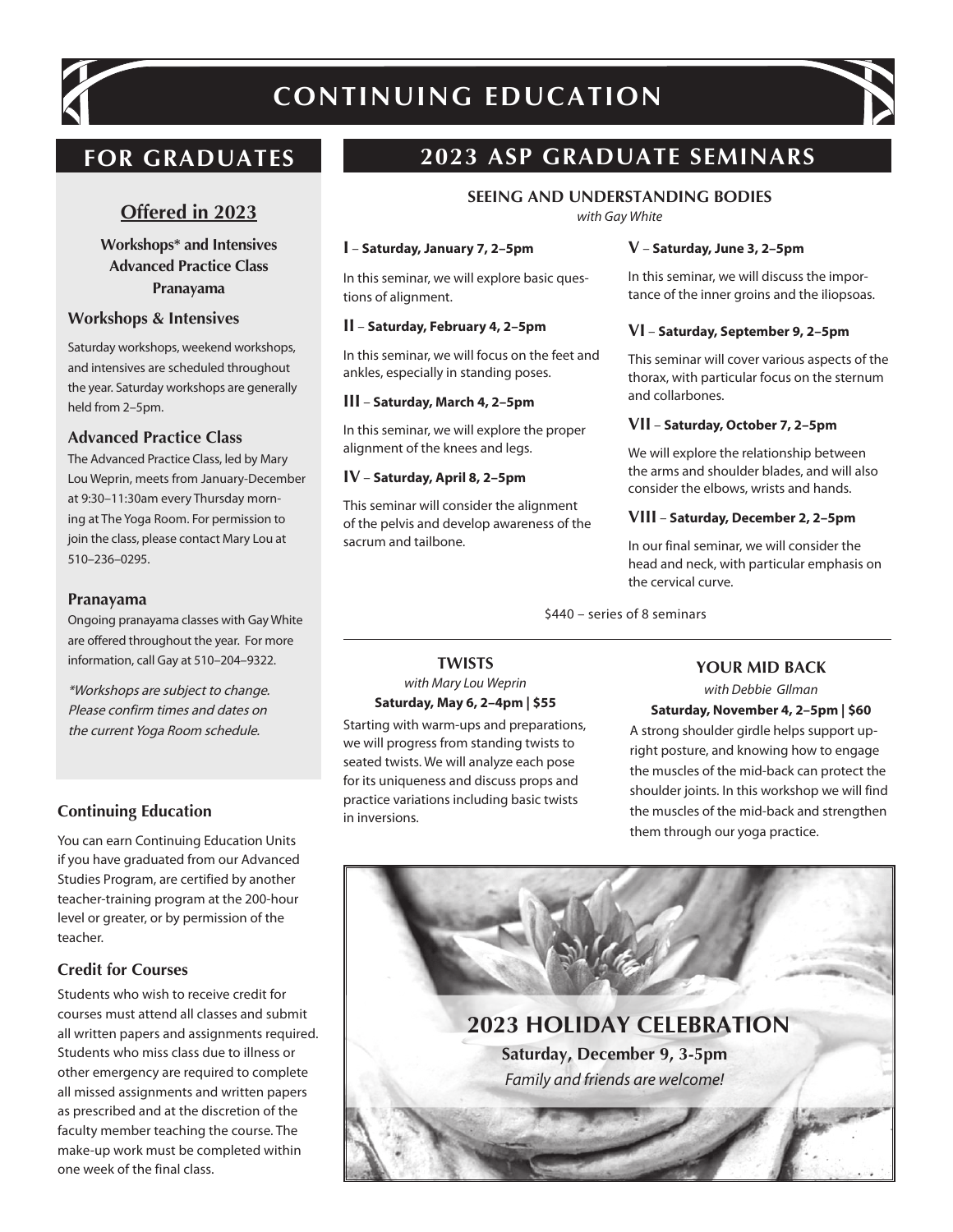# CONTINUING EDUCATION

## FOR GRADUATES

### Offered in 2023

**Workshops* and Intensives**
**Advanced Practice Class**
**Pranayama**

### Workshops & Intensives

Saturday workshops, weekend workshops, and intensives are scheduled throughout the year. Saturday workshops are generally held from 2–5pm.

### Advanced Practice Class

The Advanced Practice Class, led by Mary Lou Weprin, meets from January-December at 9:30–11:30am every Thursday morning at The Yoga Room. For permission to join the class, please contact Mary Lou at 510–236–0295.

### Pranayama

Ongoing pranayama classes with Gay White are offered throughout the year. For more information, call Gay at 510–204–9322.

*\*Workshops are subject to change. Please confirm times and dates on the current Yoga Room schedule.*

### Continuing Education

You can earn Continuing Education Units if you have graduated from our Advanced Studies Program, are certified by another teacher-training program at the 200-hour level or greater, or by permission of the teacher.

### Credit for Courses

Students who wish to receive credit for courses must attend all classes and submit all written papers and assignments required. Students who miss class due to illness or other emergency are required to complete all missed assignments and written papers as prescribed and at the discretion of the faculty member teaching the course. The make-up work must be completed within one week of the final class.

## 2023 ASP GRADUATE SEMINARS

### SEEING AND UNDERSTANDING BODIES

*with Gay White*

**I – Saturday, January 7, 2–5pm**

In this seminar, we will explore basic questions of alignment.

**II – Saturday, February 4, 2–5pm**

In this seminar, we will focus on the feet and ankles, especially in standing poses.

**III – Saturday, March 4, 2–5pm**

In this seminar, we will explore the proper alignment of the knees and legs.

**IV – Saturday, April 8, 2–5pm**

This seminar will consider the alignment of the pelvis and develop awareness of the sacrum and tailbone.

**V – Saturday, June 3, 2–5pm**

In this seminar, we will discuss the importance of the inner groins and the iliopsoas.

**VI – Saturday, September 9, 2–5pm**

This seminar will cover various aspects of the thorax, with particular focus on the sternum and collarbones.

**VII – Saturday, October 7, 2–5pm**

We will explore the relationship between the arms and shoulder blades, and will also consider the elbows, wrists and hands.

**VIII – Saturday, December 2, 2–5pm**

In our final seminar, we will consider the head and neck, with particular emphasis on the cervical curve.

$440 – series of 8 seminars

---

### TWISTS

*with Mary Lou Weprin*

**Saturday, May 6, 2–4pm | $55**

Starting with warm-ups and preparations, we will progress from standing twists to seated twists. We will analyze each pose for its uniqueness and discuss props and practice variations including basic twists in inversions.

### YOUR MID BACK

*with Debbie GIlman*

**Saturday, November 4, 2–5pm | $60**

A strong shoulder girdle helps support upright posture, and knowing how to engage the muscles of the mid-back can protect the shoulder joints. In this workshop we will find the muscles of the mid-back and strengthen them through our yoga practice.

## 2023 HOLIDAY CELEBRATION

**Saturday, December 9, 3-5pm**

*Family and friends are welcome!*